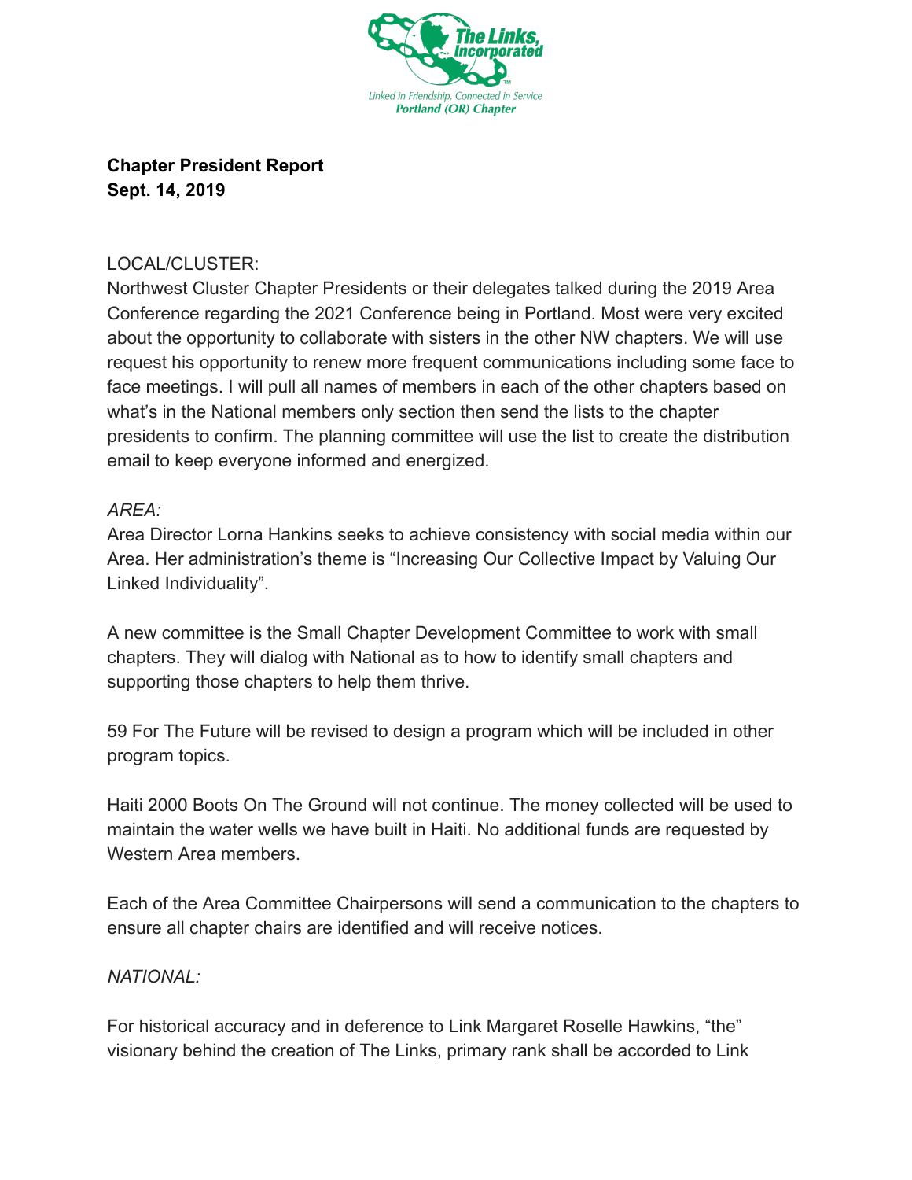The Links, Incorporated

Linked in Friendship, Connected in Service
Portland (OR) Chapter

**Chapter President Report**
**Sept. 14, 2019**

LOCAL/CLUSTER:
Northwest Cluster Chapter Presidents or their delegates talked during the 2019 Area Conference regarding the 2021 Conference being in Portland. Most were very excited about the opportunity to collaborate with sisters in the other NW chapters. We will use request his opportunity to renew more frequent communications including some face to face meetings. I will pull all names of members in each of the other chapters based on what's in the National members only section then send the lists to the chapter presidents to confirm. The planning committee will use the list to create the distribution email to keep everyone informed and energized.

*AREA:*
Area Director Lorna Hankins seeks to achieve consistency with social media within our Area. Her administration's theme is "Increasing Our Collective Impact by Valuing Our Linked Individuality".

A new committee is the Small Chapter Development Committee to work with small chapters. They will dialog with National as to how to identify small chapters and supporting those chapters to help them thrive.

59 For The Future will be revised to design a program which will be included in other program topics.

Haiti 2000 Boots On The Ground will not continue. The money collected will be used to maintain the water wells we have built in Haiti. No additional funds are requested by Western Area members.

Each of the Area Committee Chairpersons will send a communication to the chapters to ensure all chapter chairs are identified and will receive notices.

*NATIONAL:*

For historical accuracy and in deference to Link Margaret Roselle Hawkins, "the" visionary behind the creation of The Links, primary rank shall be accorded to Link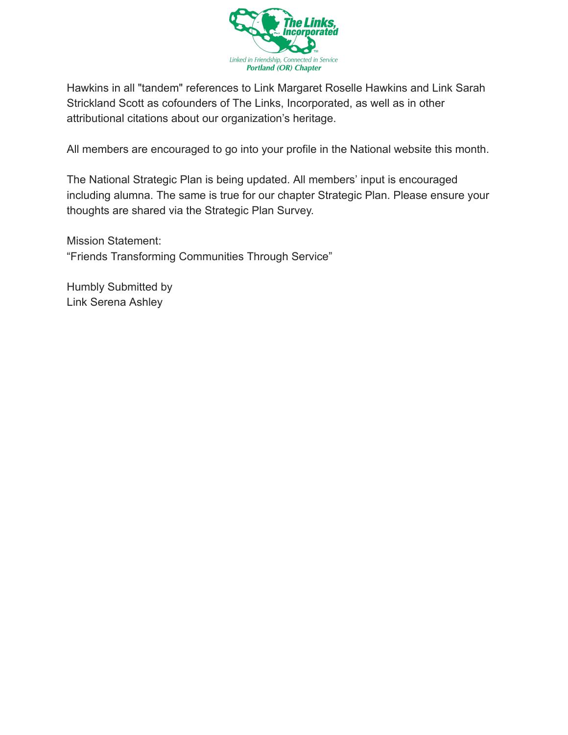Hawkins in all "tandem" references to Link Margaret Roselle Hawkins and Link Sarah Strickland Scott as cofounders of The Links, Incorporated, as well as in other attributional citations about our organization's heritage.

All members are encouraged to go into your profile in the National website this month.

The National Strategic Plan is being updated. All members' input is encouraged including alumna. The same is true for our chapter Strategic Plan. Please ensure your thoughts are shared via the Strategic Plan Survey.

Mission Statement:
"Friends Transforming Communities Through Service"

Humbly Submitted by
Link Serena Ashley